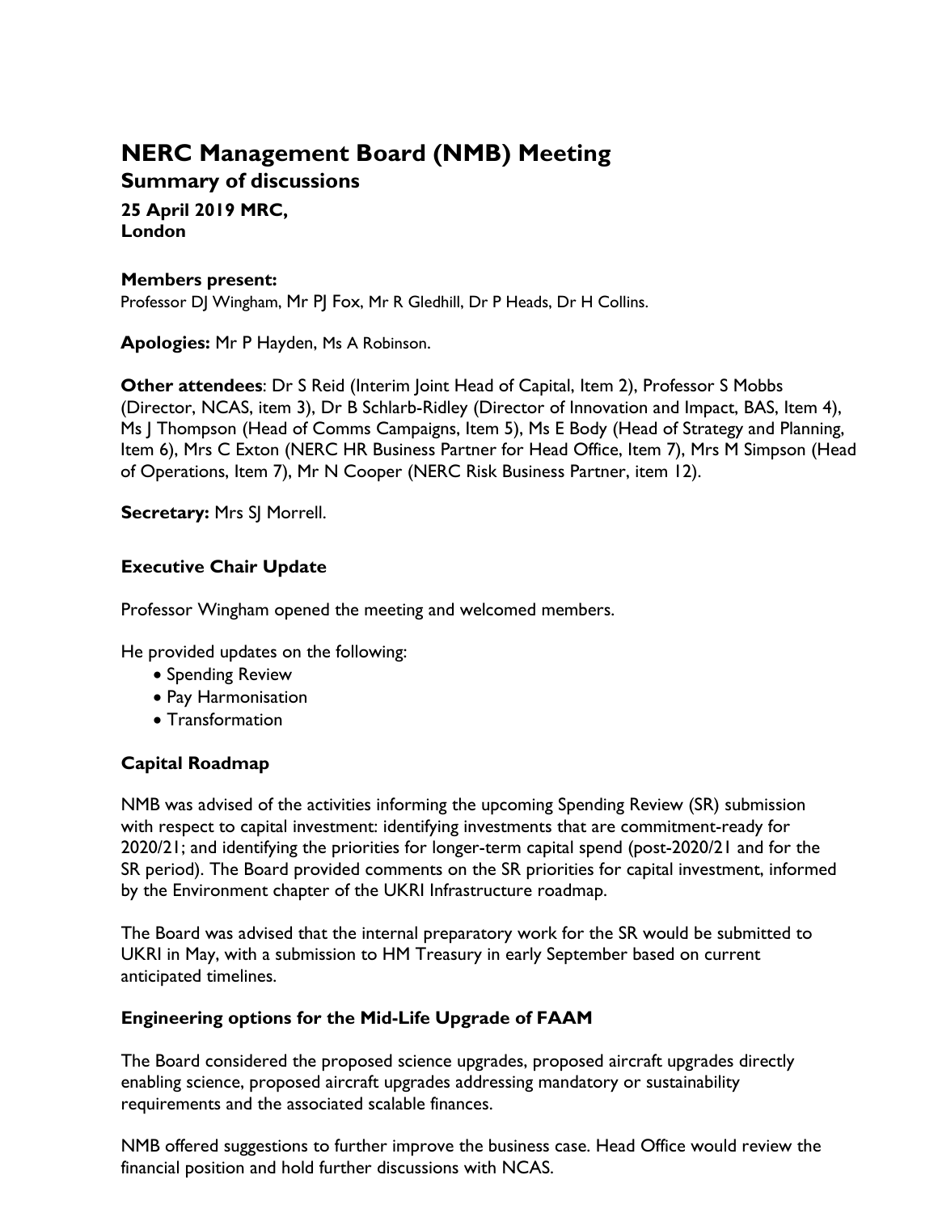# NERC Management Board (NMB) Meeting

## Summary of discussions

**25 April 2019 MRC, London**

**Members present:**
Professor DJ Wingham, Mr PJ Fox, Mr R Gledhill, Dr P Heads, Dr H Collins.

**Apologies:** Mr P Hayden, Ms A Robinson.

**Other attendees**: Dr S Reid (Interim Joint Head of Capital, Item 2), Professor S Mobbs (Director, NCAS, item 3), Dr B Schlarb-Ridley (Director of Innovation and Impact, BAS, Item 4), Ms J Thompson (Head of Comms Campaigns, Item 5), Ms E Body (Head of Strategy and Planning, Item 6), Mrs C Exton (NERC HR Business Partner for Head Office, Item 7), Mrs M Simpson (Head of Operations, Item 7), Mr N Cooper (NERC Risk Business Partner, item 12).

**Secretary:** Mrs SJ Morrell.

### Executive Chair Update

Professor Wingham opened the meeting and welcomed members.

He provided updates on the following:

- Spending Review
- Pay Harmonisation
- Transformation

### Capital Roadmap

NMB was advised of the activities informing the upcoming Spending Review (SR) submission with respect to capital investment: identifying investments that are commitment-ready for 2020/21; and identifying the priorities for longer-term capital spend (post-2020/21 and for the SR period). The Board provided comments on the SR priorities for capital investment, informed by the Environment chapter of the UKRI Infrastructure roadmap.

The Board was advised that the internal preparatory work for the SR would be submitted to UKRI in May, with a submission to HM Treasury in early September based on current anticipated timelines.

### Engineering options for the Mid-Life Upgrade of FAAM

The Board considered the proposed science upgrades, proposed aircraft upgrades directly enabling science, proposed aircraft upgrades addressing mandatory or sustainability requirements and the associated scalable finances.

NMB offered suggestions to further improve the business case. Head Office would review the financial position and hold further discussions with NCAS.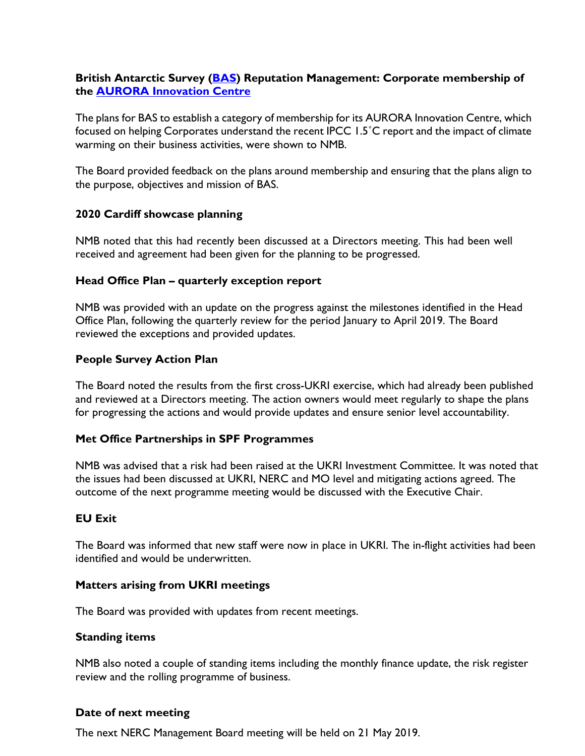### British Antarctic Survey ([BAS]) Reputation Management: Corporate membership of the [AURORA Innovation Centre]

The plans for BAS to establish a category of membership for its AURORA Innovation Centre, which focused on helping Corporates understand the recent IPCC 1.5˚C report and the impact of climate warming on their business activities, were shown to NMB.

The Board provided feedback on the plans around membership and ensuring that the plans align to the purpose, objectives and mission of BAS.

### 2020 Cardiff showcase planning

NMB noted that this had recently been discussed at a Directors meeting. This had been well received and agreement had been given for the planning to be progressed.

### Head Office Plan – quarterly exception report

NMB was provided with an update on the progress against the milestones identified in the Head Office Plan, following the quarterly review for the period January to April 2019. The Board reviewed the exceptions and provided updates.

### People Survey Action Plan

The Board noted the results from the first cross-UKRI exercise, which had already been published and reviewed at a Directors meeting. The action owners would meet regularly to shape the plans for progressing the actions and would provide updates and ensure senior level accountability.

### Met Office Partnerships in SPF Programmes

NMB was advised that a risk had been raised at the UKRI Investment Committee. It was noted that the issues had been discussed at UKRI, NERC and MO level and mitigating actions agreed. The outcome of the next programme meeting would be discussed with the Executive Chair.

### EU Exit

The Board was informed that new staff were now in place in UKRI. The in-flight activities had been identified and would be underwritten.

### Matters arising from UKRI meetings

The Board was provided with updates from recent meetings.

### Standing items

NMB also noted a couple of standing items including the monthly finance update, the risk register review and the rolling programme of business.

### Date of next meeting

The next NERC Management Board meeting will be held on 21 May 2019.